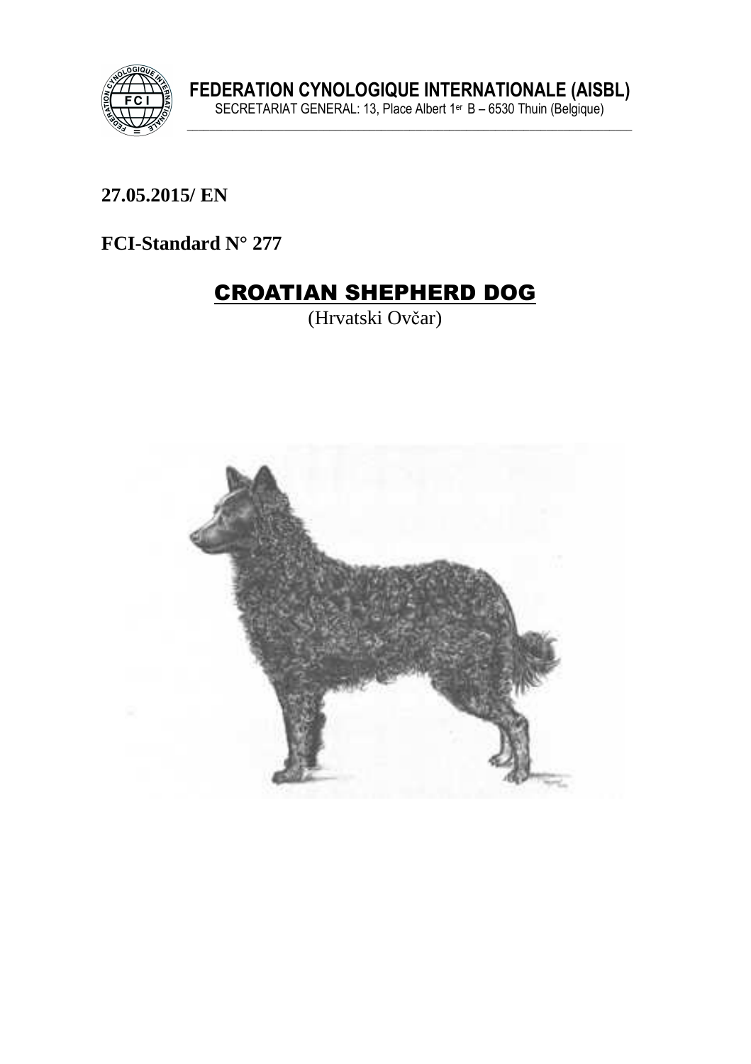**FEDERATION CYNOLOGIQUE INTERNATIONALE (AISBL)**
SECRETARIAT GENERAL: 13, Place Albert 1er B – 6530 Thuin (Belgique)

**27.05.2015/ EN**

**FCI-Standard N° 277**

# CROATIAN SHEPHERD DOG

(Hrvatski Ovčar)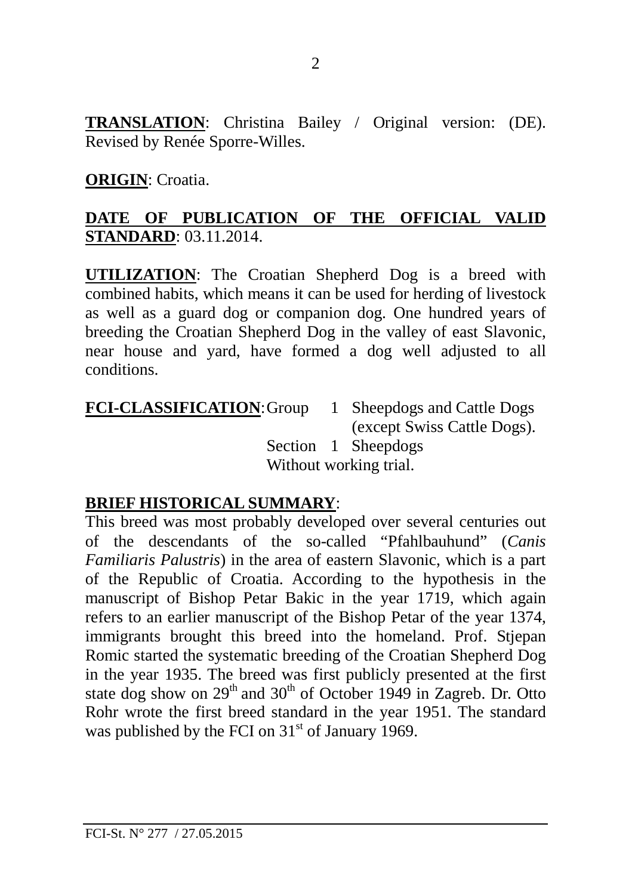**TRANSLATION**: Christina Bailey / Original version: (DE). Revised by Renée Sporre-Willes.

**ORIGIN**: Croatia.

**DATE OF PUBLICATION OF THE OFFICIAL VALID STANDARD**: 03.11.2014.

**UTILIZATION**: The Croatian Shepherd Dog is a breed with combined habits, which means it can be used for herding of livestock as well as a guard dog or companion dog. One hundred years of breeding the Croatian Shepherd Dog in the valley of east Slavonic, near house and yard, have formed a dog well adjusted to all conditions.

**FCI-CLASSIFICATION**: Group 1 Sheepdogs and Cattle Dogs (except Swiss Cattle Dogs).
Section 1 Sheepdogs
Without working trial.

**BRIEF HISTORICAL SUMMARY**:
This breed was most probably developed over several centuries out of the descendants of the so-called "Pfahlbauhund" (*Canis Familiaris Palustris*) in the area of eastern Slavonic, which is a part of the Republic of Croatia. According to the hypothesis in the manuscript of Bishop Petar Bakic in the year 1719, which again refers to an earlier manuscript of the Bishop Petar of the year 1374, immigrants brought this breed into the homeland. Prof. Stjepan Romic started the systematic breeding of the Croatian Shepherd Dog in the year 1935. The breed was first publicly presented at the first state dog show on 29th and 30th of October 1949 in Zagreb. Dr. Otto Rohr wrote the first breed standard in the year 1951. The standard was published by the FCI on 31st of January 1969.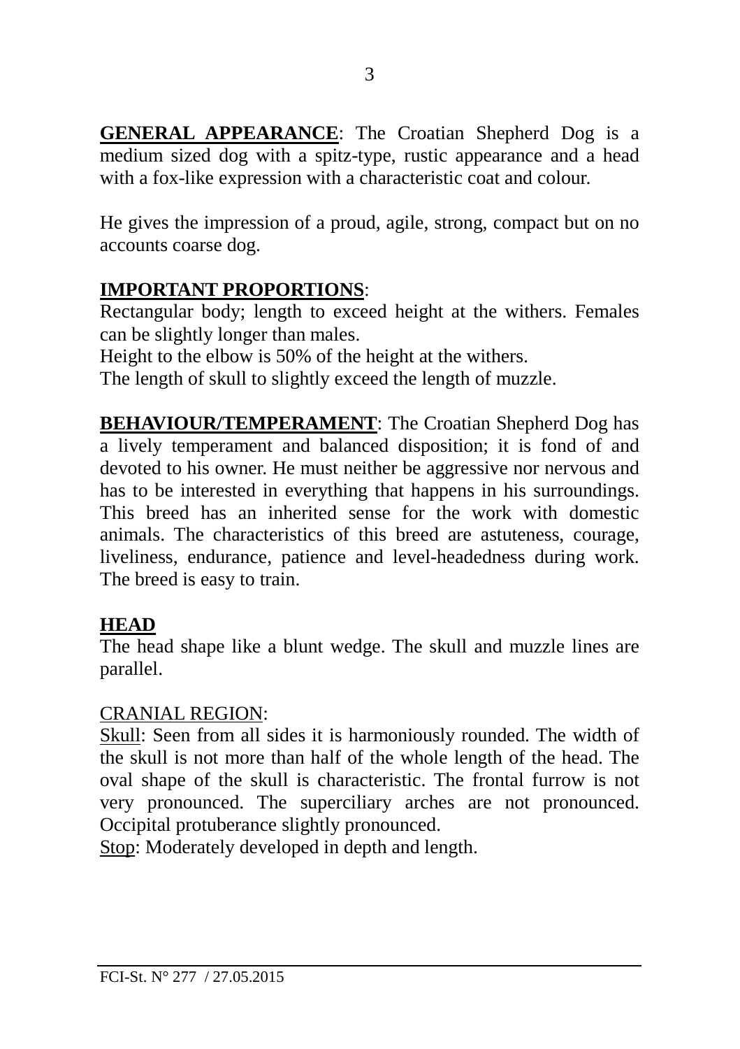**GENERAL APPEARANCE**: The Croatian Shepherd Dog is a medium sized dog with a spitz-type, rustic appearance and a head with a fox-like expression with a characteristic coat and colour.

He gives the impression of a proud, agile, strong, compact but on no accounts coarse dog.

**IMPORTANT PROPORTIONS**:
Rectangular body; length to exceed height at the withers. Females can be slightly longer than males.
Height to the elbow is 50% of the height at the withers.
The length of skull to slightly exceed the length of muzzle.

**BEHAVIOUR/TEMPERAMENT**: The Croatian Shepherd Dog has a lively temperament and balanced disposition; it is fond of and devoted to his owner. He must neither be aggressive nor nervous and has to be interested in everything that happens in his surroundings. This breed has an inherited sense for the work with domestic animals. The characteristics of this breed are astuteness, courage, liveliness, endurance, patience and level-headedness during work. The breed is easy to train.

**HEAD**
The head shape like a blunt wedge. The skull and muzzle lines are parallel.

CRANIAL REGION:
Skull: Seen from all sides it is harmoniously rounded. The width of the skull is not more than half of the whole length of the head. The oval shape of the skull is characteristic. The frontal furrow is not very pronounced. The superciliary arches are not pronounced. Occipital protuberance slightly pronounced.
Stop: Moderately developed in depth and length.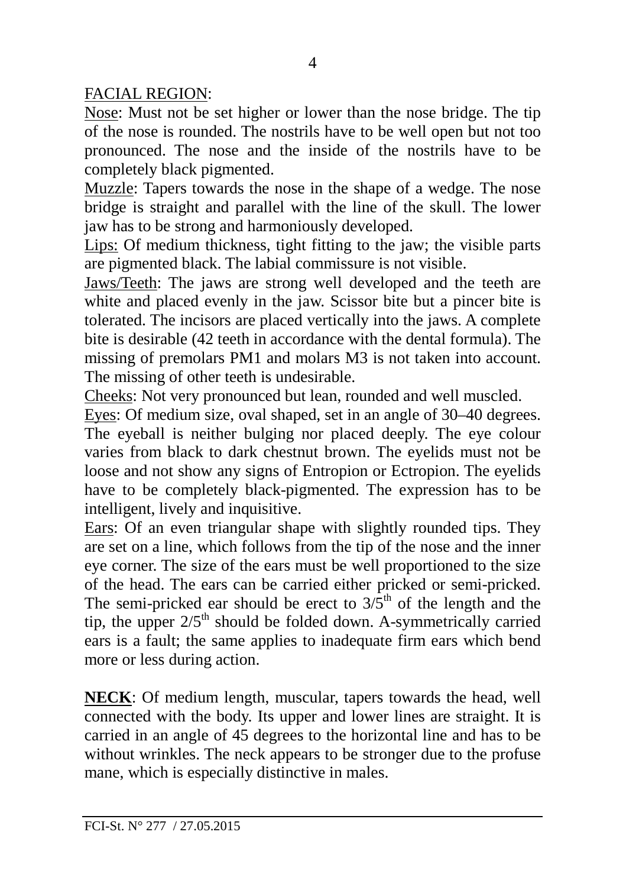FACIAL REGION:

Nose: Must not be set higher or lower than the nose bridge. The tip of the nose is rounded. The nostrils have to be well open but not too pronounced. The nose and the inside of the nostrils have to be completely black pigmented.

Muzzle: Tapers towards the nose in the shape of a wedge. The nose bridge is straight and parallel with the line of the skull. The lower jaw has to be strong and harmoniously developed.

Lips: Of medium thickness, tight fitting to the jaw; the visible parts are pigmented black. The labial commissure is not visible.

Jaws/Teeth: The jaws are strong well developed and the teeth are white and placed evenly in the jaw. Scissor bite but a pincer bite is tolerated. The incisors are placed vertically into the jaws. A complete bite is desirable (42 teeth in accordance with the dental formula). The missing of premolars PM1 and molars M3 is not taken into account. The missing of other teeth is undesirable.

Cheeks: Not very pronounced but lean, rounded and well muscled.

Eyes: Of medium size, oval shaped, set in an angle of 30–40 degrees. The eyeball is neither bulging nor placed deeply. The eye colour varies from black to dark chestnut brown. The eyelids must not be loose and not show any signs of Entropion or Ectropion. The eyelids have to be completely black-pigmented. The expression has to be intelligent, lively and inquisitive.

Ears: Of an even triangular shape with slightly rounded tips. They are set on a line, which follows from the tip of the nose and the inner eye corner. The size of the ears must be well proportioned to the size of the head. The ears can be carried either pricked or semi-pricked. The semi-pricked ear should be erect to $3/5^{th}$ of the length and the tip, the upper $2/5^{th}$ should be folded down. A-symmetrically carried ears is a fault; the same applies to inadequate firm ears which bend more or less during action.

**NECK**: Of medium length, muscular, tapers towards the head, well connected with the body. Its upper and lower lines are straight. It is carried in an angle of 45 degrees to the horizontal line and has to be without wrinkles. The neck appears to be stronger due to the profuse mane, which is especially distinctive in males.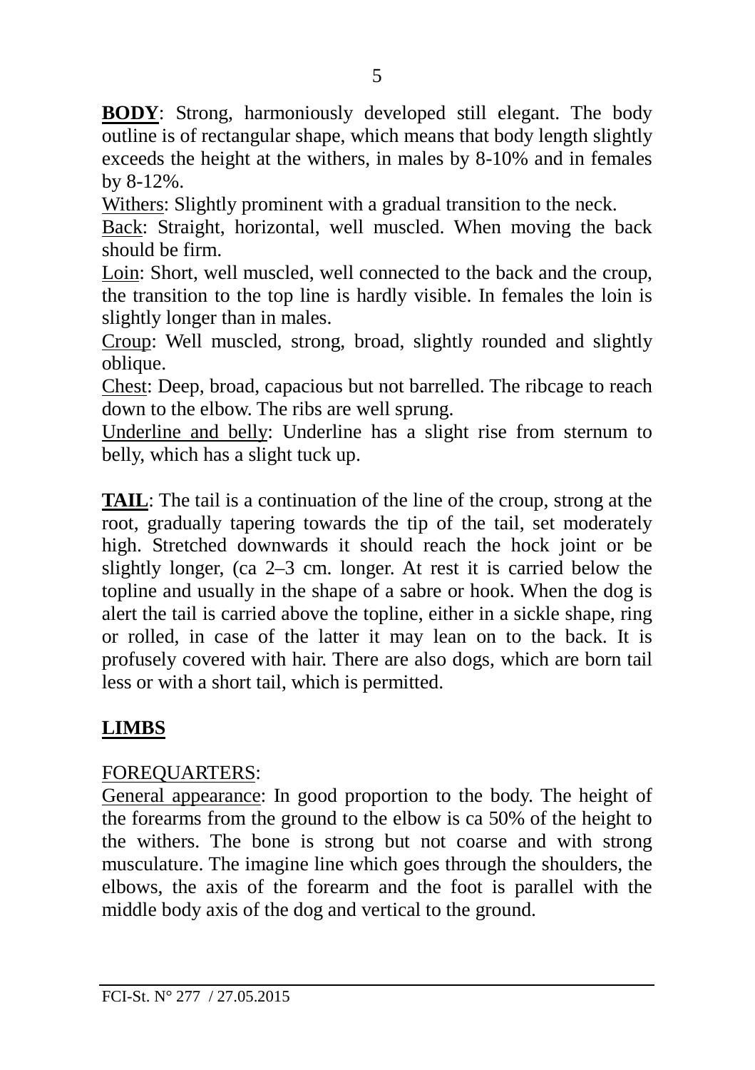**BODY**: Strong, harmoniously developed still elegant. The body outline is of rectangular shape, which means that body length slightly exceeds the height at the withers, in males by 8-10% and in females by 8-12%.

Withers: Slightly prominent with a gradual transition to the neck.

Back: Straight, horizontal, well muscled. When moving the back should be firm.

Loin: Short, well muscled, well connected to the back and the croup, the transition to the top line is hardly visible. In females the loin is slightly longer than in males.

Croup: Well muscled, strong, broad, slightly rounded and slightly oblique.

Chest: Deep, broad, capacious but not barrelled. The ribcage to reach down to the elbow. The ribs are well sprung.

Underline and belly: Underline has a slight rise from sternum to belly, which has a slight tuck up.

**TAIL**: The tail is a continuation of the line of the croup, strong at the root, gradually tapering towards the tip of the tail, set moderately high. Stretched downwards it should reach the hock joint or be slightly longer, (ca 2–3 cm. longer. At rest it is carried below the topline and usually in the shape of a sabre or hook. When the dog is alert the tail is carried above the topline, either in a sickle shape, ring or rolled, in case of the latter it may lean on to the back. It is profusely covered with hair. There are also dogs, which are born tail less or with a short tail, which is permitted.

## LIMBS

FOREQUARTERS:

General appearance: In good proportion to the body. The height of the forearms from the ground to the elbow is ca 50% of the height to the withers. The bone is strong but not coarse and with strong musculature. The imagine line which goes through the shoulders, the elbows, the axis of the forearm and the foot is parallel with the middle body axis of the dog and vertical to the ground.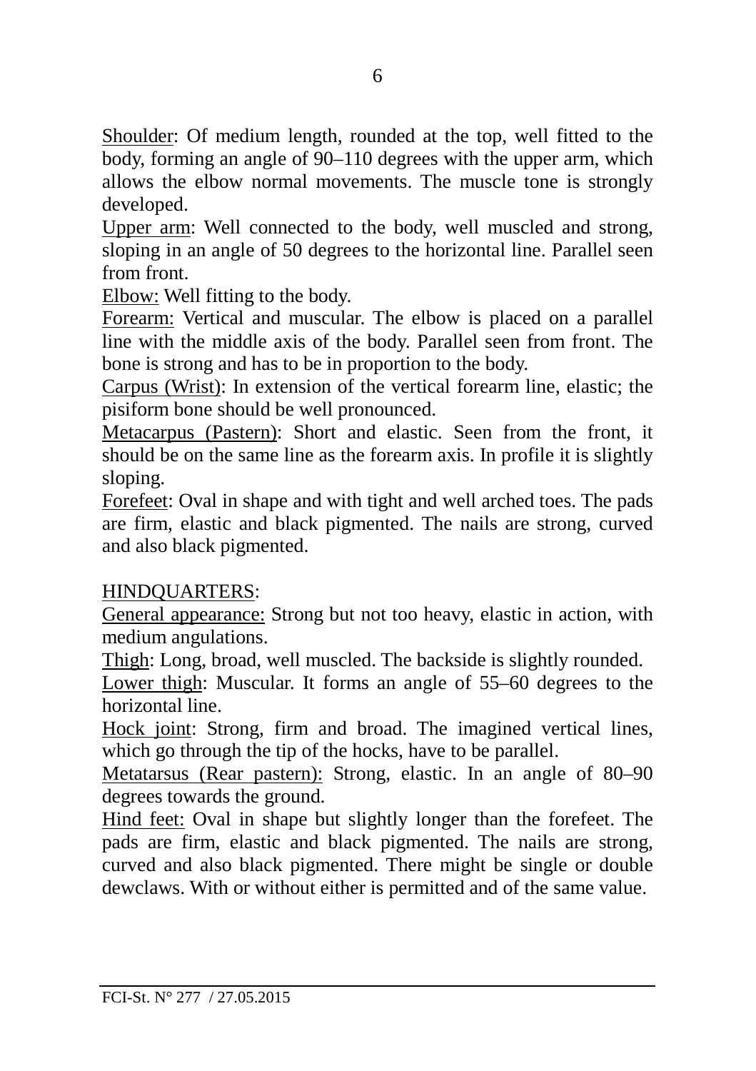<u>Shoulder</u>: Of medium length, rounded at the top, well fitted to the body, forming an angle of 90–110 degrees with the upper arm, which allows the elbow normal movements. The muscle tone is strongly developed.

<u>Upper arm</u>: Well connected to the body, well muscled and strong, sloping in an angle of 50 degrees to the horizontal line. Parallel seen from front.

<u>Elbow:</u> Well fitting to the body.

<u>Forearm:</u> Vertical and muscular. The elbow is placed on a parallel line with the middle axis of the body. Parallel seen from front. The bone is strong and has to be in proportion to the body.

<u>Carpus (Wrist)</u>: In extension of the vertical forearm line, elastic; the pisiform bone should be well pronounced.

<u>Metacarpus (Pastern)</u>: Short and elastic. Seen from the front, it should be on the same line as the forearm axis. In profile it is slightly sloping.

<u>Forefeet</u>: Oval in shape and with tight and well arched toes. The pads are firm, elastic and black pigmented. The nails are strong, curved and also black pigmented.

<u>HINDQUARTERS</u>:

<u>General appearance:</u> Strong but not too heavy, elastic in action, with medium angulations.

<u>Thigh</u>: Long, broad, well muscled. The backside is slightly rounded.

<u>Lower thigh</u>: Muscular. It forms an angle of 55–60 degrees to the horizontal line.

<u>Hock joint</u>: Strong, firm and broad. The imagined vertical lines, which go through the tip of the hocks, have to be parallel.

<u>Metatarsus (Rear pastern):</u> Strong, elastic. In an angle of 80–90 degrees towards the ground.

<u>Hind feet:</u> Oval in shape but slightly longer than the forefeet. The pads are firm, elastic and black pigmented. The nails are strong, curved and also black pigmented. There might be single or double dewclaws. With or without either is permitted and of the same value.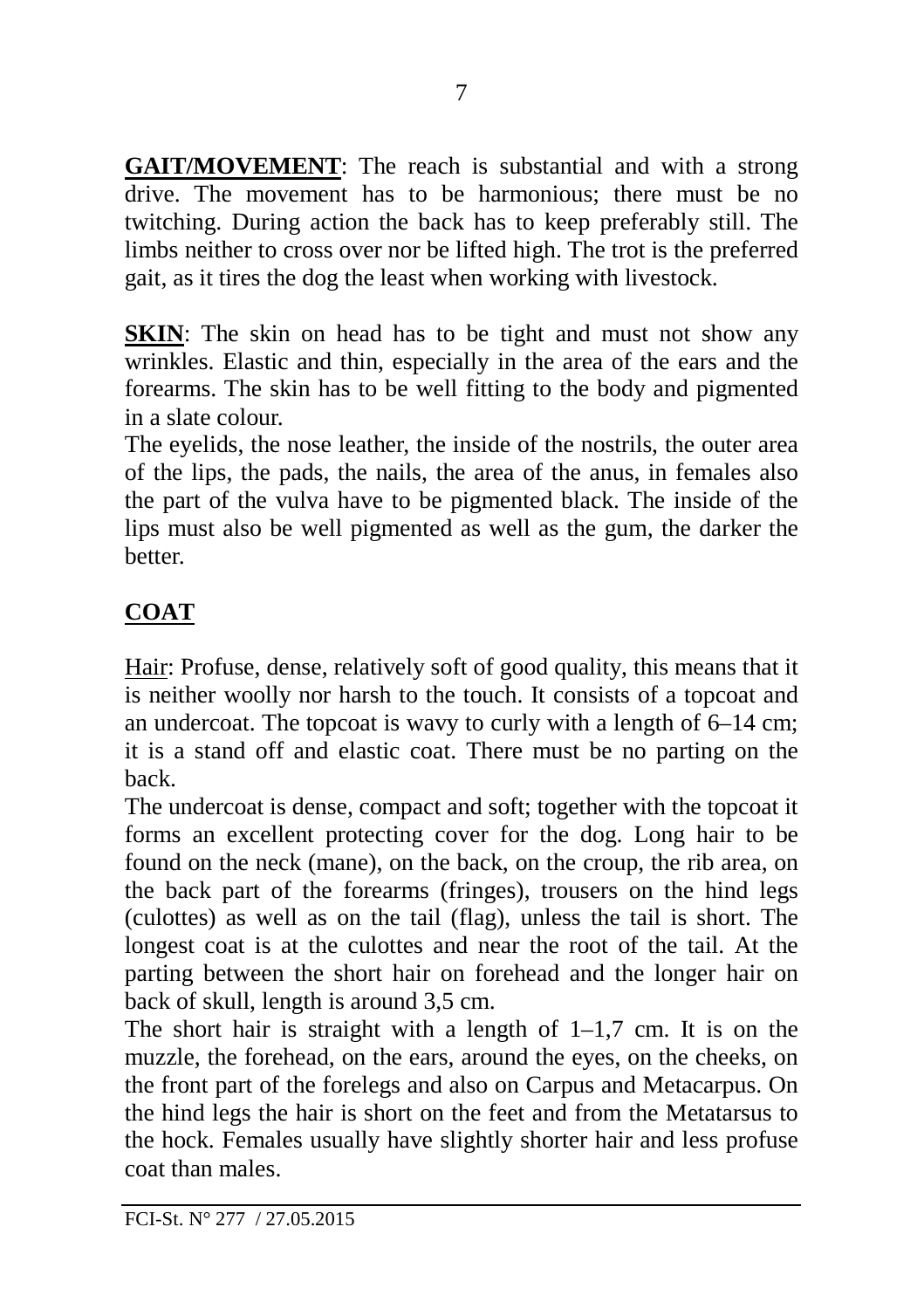**GAIT/MOVEMENT**: The reach is substantial and with a strong drive. The movement has to be harmonious; there must be no twitching. During action the back has to keep preferably still. The limbs neither to cross over nor be lifted high. The trot is the preferred gait, as it tires the dog the least when working with livestock.

**SKIN**: The skin on head has to be tight and must not show any wrinkles. Elastic and thin, especially in the area of the ears and the forearms. The skin has to be well fitting to the body and pigmented in a slate colour.
The eyelids, the nose leather, the inside of the nostrils, the outer area of the lips, the pads, the nails, the area of the anus, in females also the part of the vulva have to be pigmented black. The inside of the lips must also be well pigmented as well as the gum, the darker the better.

## COAT

Hair: Profuse, dense, relatively soft of good quality, this means that it is neither woolly nor harsh to the touch. It consists of a topcoat and an undercoat. The topcoat is wavy to curly with a length of 6–14 cm; it is a stand off and elastic coat. There must be no parting on the back.
The undercoat is dense, compact and soft; together with the topcoat it forms an excellent protecting cover for the dog. Long hair to be found on the neck (mane), on the back, on the croup, the rib area, on the back part of the forearms (fringes), trousers on the hind legs (culottes) as well as on the tail (flag), unless the tail is short. The longest coat is at the culottes and near the root of the tail. At the parting between the short hair on forehead and the longer hair on back of skull, length is around 3,5 cm.
The short hair is straight with a length of 1–1,7 cm. It is on the muzzle, the forehead, on the ears, around the eyes, on the cheeks, on the front part of the forelegs and also on Carpus and Metacarpus. On the hind legs the hair is short on the feet and from the Metatarsus to the hock. Females usually have slightly shorter hair and less profuse coat than males.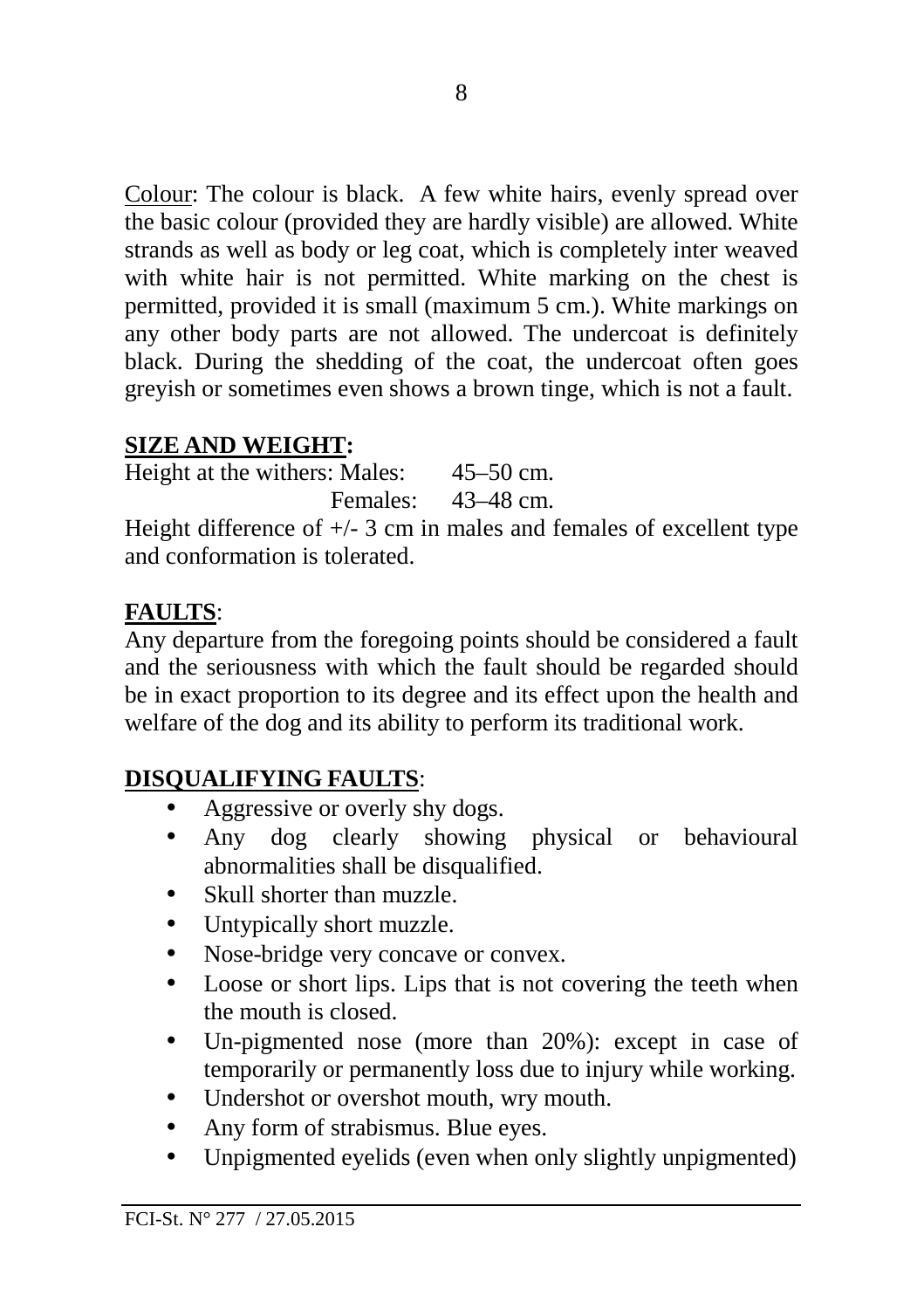Colour: The colour is black. A few white hairs, evenly spread over the basic colour (provided they are hardly visible) are allowed. White strands as well as body or leg coat, which is completely inter weaved with white hair is not permitted. White marking on the chest is permitted, provided it is small (maximum 5 cm.). White markings on any other body parts are not allowed. The undercoat is definitely black. During the shedding of the coat, the undercoat often goes greyish or sometimes even shows a brown tinge, which is not a fault.

**SIZE AND WEIGHT:**

Height at the withers: Males: 45–50 cm.
Females: 43–48 cm.

Height difference of +/- 3 cm in males and females of excellent type and conformation is tolerated.

**FAULTS**:

Any departure from the foregoing points should be considered a fault and the seriousness with which the fault should be regarded should be in exact proportion to its degree and its effect upon the health and welfare of the dog and its ability to perform its traditional work.

**DISQUALIFYING FAULTS**:

- Aggressive or overly shy dogs.
- Any dog clearly showing physical or behavioural abnormalities shall be disqualified.
- Skull shorter than muzzle.
- Untypically short muzzle.
- Nose-bridge very concave or convex.
- Loose or short lips. Lips that is not covering the teeth when the mouth is closed.
- Un-pigmented nose (more than 20%): except in case of temporarily or permanently loss due to injury while working.
- Undershot or overshot mouth, wry mouth.
- Any form of strabismus. Blue eyes.
- Unpigmented eyelids (even when only slightly unpigmented)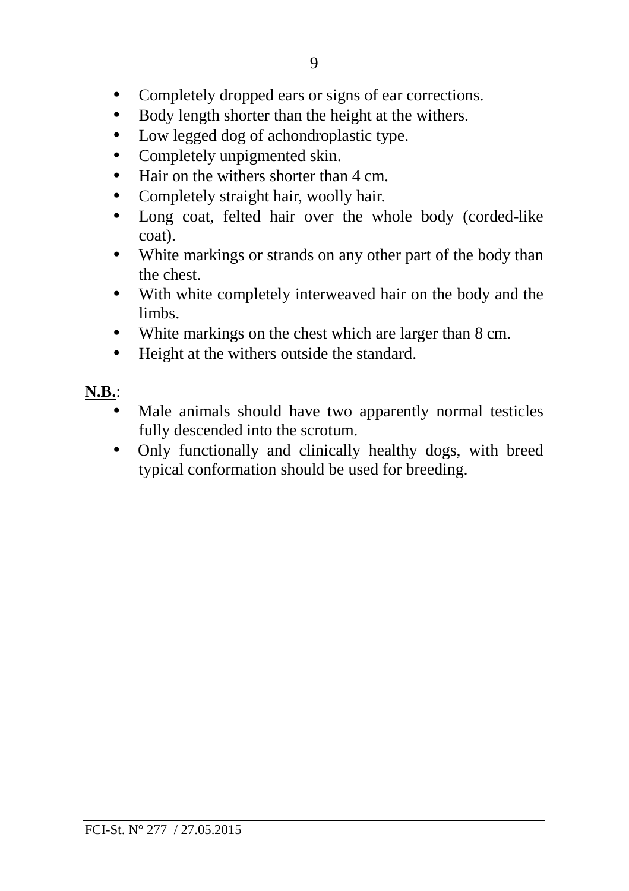- Completely dropped ears or signs of ear corrections.
- Body length shorter than the height at the withers.
- Low legged dog of achondroplastic type.
- Completely unpigmented skin.
- Hair on the withers shorter than 4 cm.
- Completely straight hair, woolly hair.
- Long coat, felted hair over the whole body (corded-like coat).
- White markings or strands on any other part of the body than the chest.
- With white completely interweaved hair on the body and the limbs.
- White markings on the chest which are larger than 8 cm.
- Height at the withers outside the standard.

**N.B.**:

- Male animals should have two apparently normal testicles fully descended into the scrotum.
- Only functionally and clinically healthy dogs, with breed typical conformation should be used for breeding.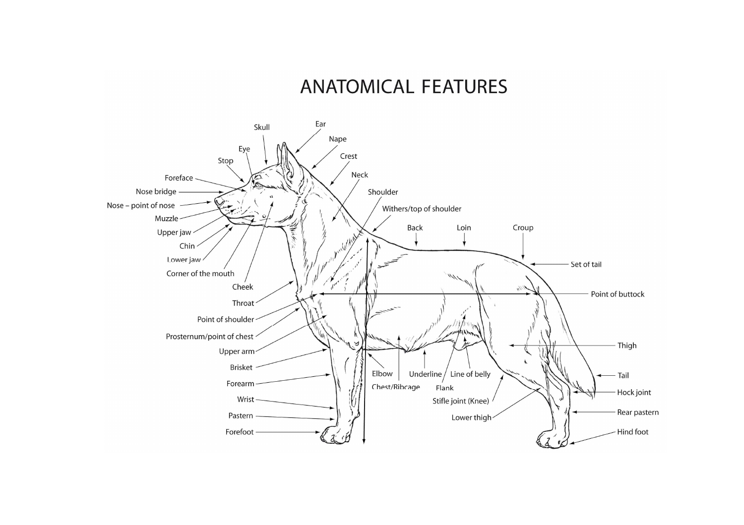# ANATOMICAL FEATURES

Skull
Ear
Nape
Eye
Stop
Crest
Neck
Foreface
Nose bridge
Shoulder
Nose – point of nose
Withers/top of shoulder
Muzzle
Upper jaw
Back
Loin
Croup
Chin
Set of tail
Lower jaw
Corner of the mouth
Cheek
Point of buttock
Throat
Point of shoulder
Prosternum/point of chest
Thigh
Upper arm
Brisket
Elbow
Underline
Line of belly
Tail
Forearm
Chest/Ribcage
Flank
Hock joint
Wrist
Stifle joint (Knee)
Rear pastern
Pastern
Lower thigh
Forefoot
Hind foot